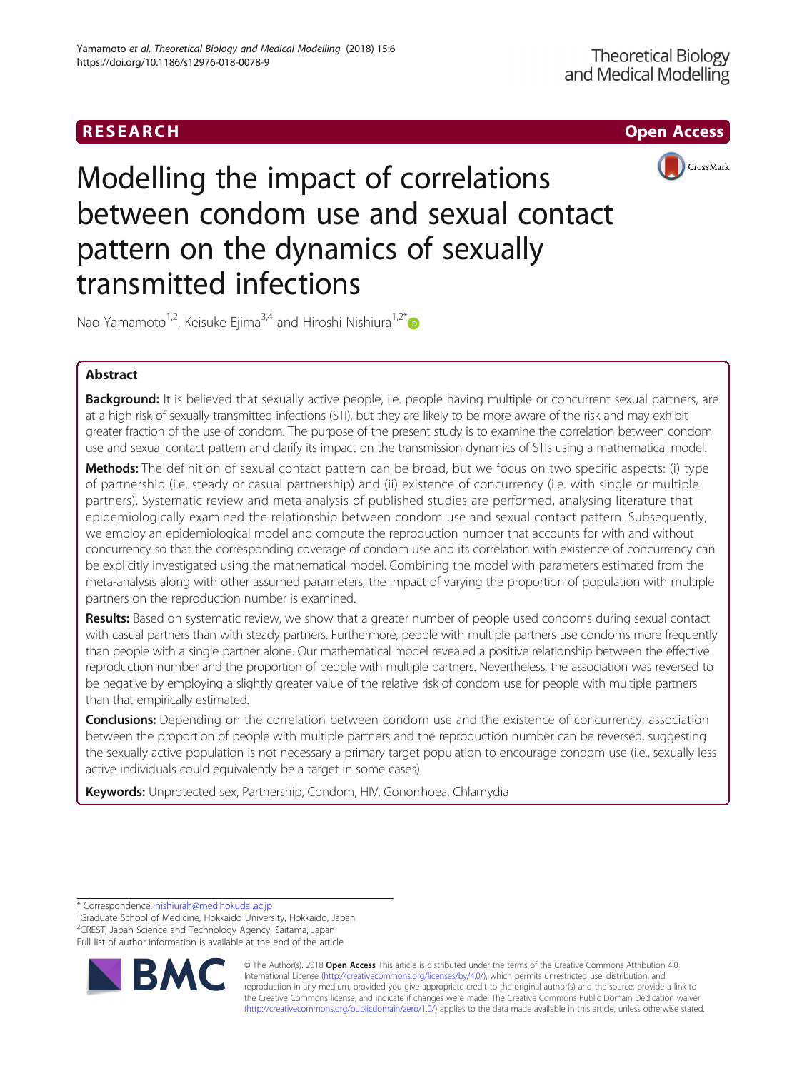RESEARCH

Open Access

# Modelling the impact of correlations between condom use and sexual contact pattern on the dynamics of sexually transmitted infections

Nao Yamamoto[1,2], Keisuke Ejima[3,4] and Hiroshi Nishiura[1,2*]

## Abstract

**Background:** It is believed that sexually active people, i.e. people having multiple or concurrent sexual partners, are at a high risk of sexually transmitted infections (STI), but they are likely to be more aware of the risk and may exhibit greater fraction of the use of condom. The purpose of the present study is to examine the correlation between condom use and sexual contact pattern and clarify its impact on the transmission dynamics of STIs using a mathematical model.

**Methods:** The definition of sexual contact pattern can be broad, but we focus on two specific aspects: (i) type of partnership (i.e. steady or casual partnership) and (ii) existence of concurrency (i.e. with single or multiple partners). Systematic review and meta-analysis of published studies are performed, analysing literature that epidemiologically examined the relationship between condom use and sexual contact pattern. Subsequently, we employ an epidemiological model and compute the reproduction number that accounts for with and without concurrency so that the corresponding coverage of condom use and its correlation with existence of concurrency can be explicitly investigated using the mathematical model. Combining the model with parameters estimated from the meta-analysis along with other assumed parameters, the impact of varying the proportion of population with multiple partners on the reproduction number is examined.

**Results:** Based on systematic review, we show that a greater number of people used condoms during sexual contact with casual partners than with steady partners. Furthermore, people with multiple partners use condoms more frequently than people with a single partner alone. Our mathematical model revealed a positive relationship between the effective reproduction number and the proportion of people with multiple partners. Nevertheless, the association was reversed to be negative by employing a slightly greater value of the relative risk of condom use for people with multiple partners than that empirically estimated.

**Conclusions:** Depending on the correlation between condom use and the existence of concurrency, association between the proportion of people with multiple partners and the reproduction number can be reversed, suggesting the sexually active population is not necessary a primary target population to encourage condom use (i.e., sexually less active individuals could equivalently be a target in some cases).

**Keywords:** Unprotected sex, Partnership, Condom, HIV, Gonorrhoea, Chlamydia

---

\* Correspondence: nishiurah@med.hokudai.ac.jp
[1]Graduate School of Medicine, Hokkaido University, Hokkaido, Japan
[2]CREST, Japan Science and Technology Agency, Saitama, Japan
Full list of author information is available at the end of the article

© The Author(s). 2018 **Open Access** This article is distributed under the terms of the Creative Commons Attribution 4.0 International License (http://creativecommons.org/licenses/by/4.0/), which permits unrestricted use, distribution, and reproduction in any medium, provided you give appropriate credit to the original author(s) and the source, provide a link to the Creative Commons license, and indicate if changes were made. The Creative Commons Public Domain Dedication waiver (http://creativecommons.org/publicdomain/zero/1.0/) applies to the data made available in this article, unless otherwise stated.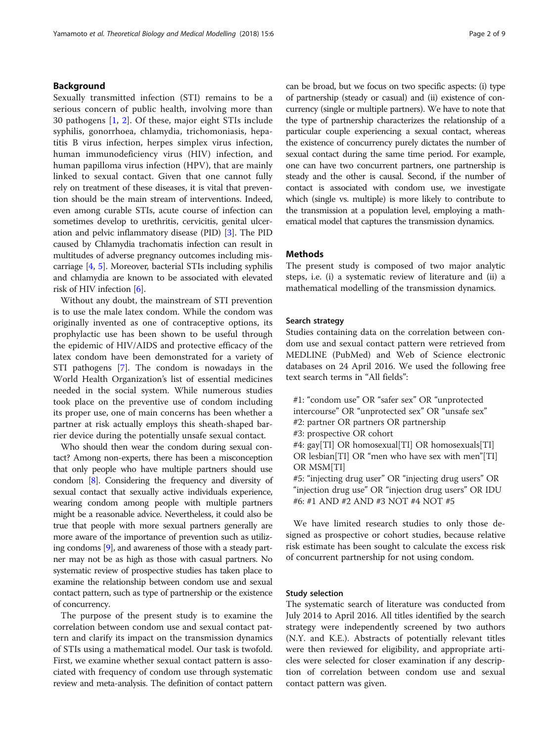## Background

Sexually transmitted infection (STI) remains to be a serious concern of public health, involving more than 30 pathogens [1, 2]. Of these, major eight STIs include syphilis, gonorrhoea, chlamydia, trichomoniasis, hepatitis B virus infection, herpes simplex virus infection, human immunodeficiency virus (HIV) infection, and human papilloma virus infection (HPV), that are mainly linked to sexual contact. Given that one cannot fully rely on treatment of these diseases, it is vital that prevention should be the main stream of interventions. Indeed, even among curable STIs, acute course of infection can sometimes develop to urethritis, cervicitis, genital ulceration and pelvic inflammatory disease (PID) [3]. The PID caused by Chlamydia trachomatis infection can result in multitudes of adverse pregnancy outcomes including miscarriage [4, 5]. Moreover, bacterial STIs including syphilis and chlamydia are known to be associated with elevated risk of HIV infection [6].

Without any doubt, the mainstream of STI prevention is to use the male latex condom. While the condom was originally invented as one of contraceptive options, its prophylactic use has been shown to be useful through the epidemic of HIV/AIDS and protective efficacy of the latex condom have been demonstrated for a variety of STI pathogens [7]. The condom is nowadays in the World Health Organization's list of essential medicines needed in the social system. While numerous studies took place on the preventive use of condom including its proper use, one of main concerns has been whether a partner at risk actually employs this sheath-shaped barrier device during the potentially unsafe sexual contact.

Who should then wear the condom during sexual contact? Among non-experts, there has been a misconception that only people who have multiple partners should use condom [8]. Considering the frequency and diversity of sexual contact that sexually active individuals experience, wearing condom among people with multiple partners might be a reasonable advice. Nevertheless, it could also be true that people with more sexual partners generally are more aware of the importance of prevention such as utilizing condoms [9], and awareness of those with a steady partner may not be as high as those with casual partners. No systematic review of prospective studies has taken place to examine the relationship between condom use and sexual contact pattern, such as type of partnership or the existence of concurrency.

The purpose of the present study is to examine the correlation between condom use and sexual contact pattern and clarify its impact on the transmission dynamics of STIs using a mathematical model. Our task is twofold. First, we examine whether sexual contact pattern is associated with frequency of condom use through systematic review and meta-analysis. The definition of contact pattern can be broad, but we focus on two specific aspects: (i) type of partnership (steady or casual) and (ii) existence of concurrency (single or multiple partners). We have to note that the type of partnership characterizes the relationship of a particular couple experiencing a sexual contact, whereas the existence of concurrency purely dictates the number of sexual contact during the same time period. For example, one can have two concurrent partners, one partnership is steady and the other is causal. Second, if the number of contact is associated with condom use, we investigate which (single vs. multiple) is more likely to contribute to the transmission at a population level, employing a mathematical model that captures the transmission dynamics.

## Methods

The present study is composed of two major analytic steps, i.e. (i) a systematic review of literature and (ii) a mathematical modelling of the transmission dynamics.

### Search strategy

Studies containing data on the correlation between condom use and sexual contact pattern were retrieved from MEDLINE (PubMed) and Web of Science electronic databases on 24 April 2016. We used the following free text search terms in "All fields":

#1: "condom use" OR "safer sex" OR "unprotected intercourse" OR "unprotected sex" OR "unsafe sex"
#2: partner OR partners OR partnership
#3: prospective OR cohort
#4: gay[TI] OR homosexual[TI] OR homosexuals[TI] OR lesbian[TI] OR "men who have sex with men"[TI] OR MSM[TI]
#5: "injecting drug user" OR "injecting drug users" OR "injection drug use" OR "injection drug users" OR IDU
#6: #1 AND #2 AND #3 NOT #4 NOT #5

We have limited research studies to only those designed as prospective or cohort studies, because relative risk estimate has been sought to calculate the excess risk of concurrent partnership for not using condom.

### Study selection

The systematic search of literature was conducted from July 2014 to April 2016. All titles identified by the search strategy were independently screened by two authors (N.Y. and K.E.). Abstracts of potentially relevant titles were then reviewed for eligibility, and appropriate articles were selected for closer examination if any description of correlation between condom use and sexual contact pattern was given.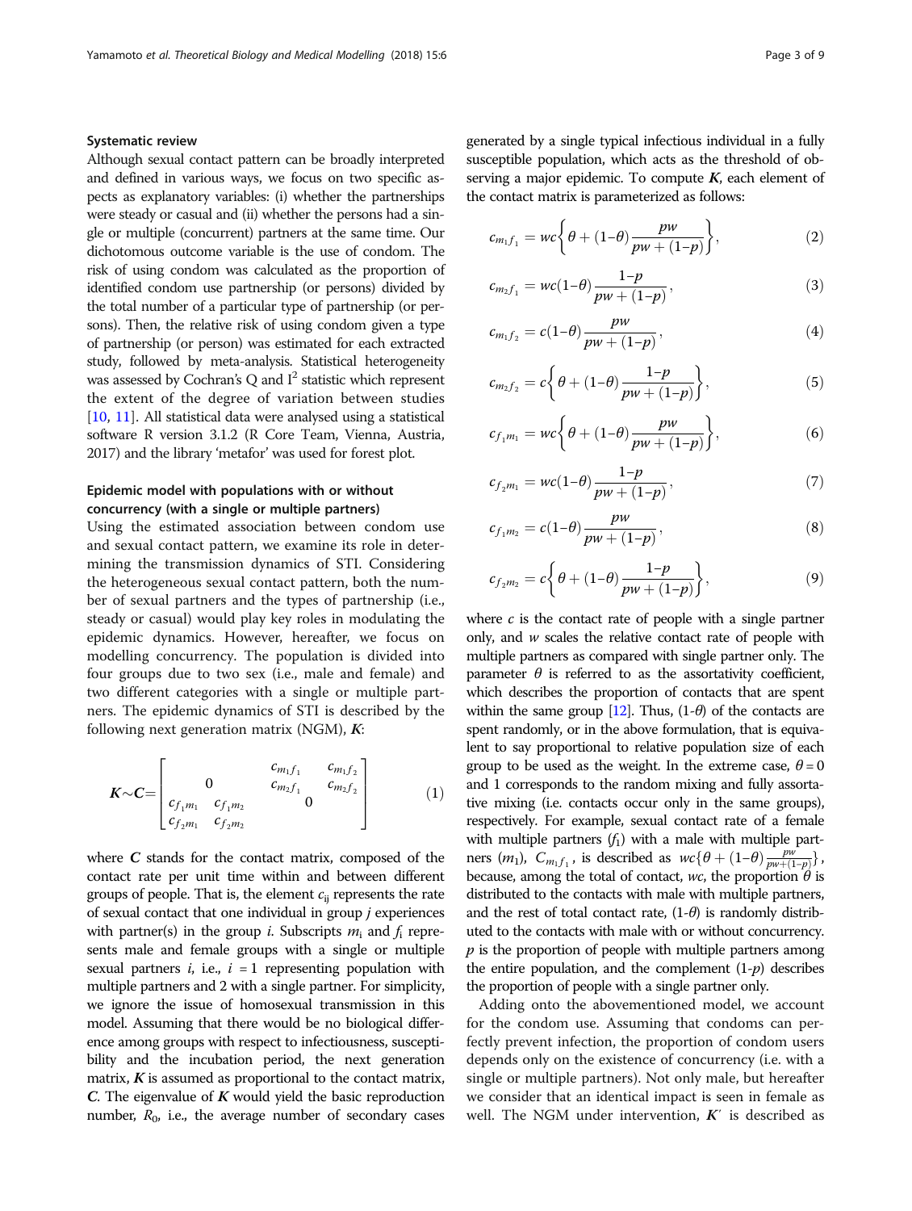### Systematic review

Although sexual contact pattern can be broadly interpreted and defined in various ways, we focus on two specific aspects as explanatory variables: (i) whether the partnerships were steady or casual and (ii) whether the persons had a single or multiple (concurrent) partners at the same time. Our dichotomous outcome variable is the use of condom. The risk of using condom was calculated as the proportion of identified condom use partnership (or persons) divided by the total number of a particular type of partnership (or persons). Then, the relative risk of using condom given a type of partnership (or person) was estimated for each extracted study, followed by meta-analysis. Statistical heterogeneity was assessed by Cochran's Q and $I^2$ statistic which represent the extent of the degree of variation between studies [10, 11]. All statistical data were analysed using a statistical software R version 3.1.2 (R Core Team, Vienna, Austria, 2017) and the library 'metafor' was used for forest plot.

### Epidemic model with populations with or without concurrency (with a single or multiple partners)

Using the estimated association between condom use and sexual contact pattern, we examine its role in determining the transmission dynamics of STI. Considering the heterogeneous sexual contact pattern, both the number of sexual partners and the types of partnership (i.e., steady or casual) would play key roles in modulating the epidemic dynamics. However, hereafter, we focus on modelling concurrency. The population is divided into four groups due to two sex (i.e., male and female) and two different categories with a single or multiple partners. The epidemic dynamics of STI is described by the following next generation matrix (NGM), $\boldsymbol{K}$:

$$\boldsymbol{K} \sim \boldsymbol{C} = \begin{bmatrix} 0 & & c_{m_1 f_1} & c_{m_1 f_2} \\ & & c_{m_2 f_1} & c_{m_2 f_2} \\ c_{f_1 m_1} & c_{f_1 m_2} & 0 & \\ c_{f_2 m_1} & c_{f_2 m_2} & & \end{bmatrix} \tag{1}$$

where $\boldsymbol{C}$ stands for the contact matrix, composed of the contact rate per unit time within and between different groups of people. That is, the element $c_{ij}$ represents the rate of sexual contact that one individual in group $j$ experiences with partner(s) in the group $i$. Subscripts $m_i$ and $f_i$ represents male and female groups with a single or multiple sexual partners $i$, i.e., $i = 1$ representing population with multiple partners and 2 with a single partner. For simplicity, we ignore the issue of homosexual transmission in this model. Assuming that there would be no biological difference among groups with respect to infectiousness, susceptibility and the incubation period, the next generation matrix, $\boldsymbol{K}$ is assumed as proportional to the contact matrix, $\boldsymbol{C}$. The eigenvalue of $\boldsymbol{K}$ would yield the basic reproduction number, $R_0$, i.e., the average number of secondary cases generated by a single typical infectious individual in a fully susceptible population, which acts as the threshold of observing a major epidemic. To compute $\boldsymbol{K}$, each element of the contact matrix is parameterized as follows:

$$c_{m_1 f_1} = wc\left\{\theta + (1-\theta)\frac{pw}{pw + (1-p)}\right\}, \tag{2}$$

$$c_{m_2 f_1} = wc(1-\theta)\frac{1-p}{pw + (1-p)}, \tag{3}$$

$$c_{m_1 f_2} = c(1-\theta)\frac{pw}{pw + (1-p)}, \tag{4}$$

$$c_{m_2 f_2} = c\left\{\theta + (1-\theta)\frac{1-p}{pw + (1-p)}\right\}, \tag{5}$$

$$c_{f_1 m_1} = wc\left\{\theta + (1-\theta)\frac{pw}{pw + (1-p)}\right\}, \tag{6}$$

$$c_{f_2 m_1} = wc(1-\theta)\frac{1-p}{pw + (1-p)}, \tag{7}$$

$$c_{f_1 m_2} = c(1-\theta)\frac{pw}{pw + (1-p)}, \tag{8}$$

$$c_{f_2 m_2} = c\left\{\theta + (1-\theta)\frac{1-p}{pw + (1-p)}\right\}, \tag{9}$$

where $c$ is the contact rate of people with a single partner only, and $w$ scales the relative contact rate of people with multiple partners as compared with single partner only. The parameter $\theta$ is referred to as the assortativity coefficient, which describes the proportion of contacts that are spent within the same group [12]. Thus, $(1\text{-}\theta)$ of the contacts are spent randomly, or in the above formulation, that is equivalent to say proportional to relative population size of each group to be used as the weight. In the extreme case, $\theta = 0$ and 1 corresponds to the random mixing and fully assortative mixing (i.e. contacts occur only in the same groups), respectively. For example, sexual contact rate of a female with multiple partners ($f_1$) with a male with multiple partners ($m_1$), $C_{m_1 f_1}$, is described as $wc\{\theta + (1-\theta)\frac{pw}{pw+(1-p)}\}$, because, among the total of contact, $wc$, the proportion $\theta$ is distributed to the contacts with male with multiple partners, and the rest of total contact rate, $(1\text{-}\theta)$ is randomly distributed to the contacts with male with or without concurrency. $p$ is the proportion of people with multiple partners among the entire population, and the complement $(1\text{-}p)$ describes the proportion of people with a single partner only.

Adding onto the abovementioned model, we account for the condom use. Assuming that condoms can perfectly prevent infection, the proportion of condom users depends only on the existence of concurrency (i.e. with a single or multiple partners). Not only male, but hereafter we consider that an identical impact is seen in female as well. The NGM under intervention, $\boldsymbol{K}'$ is described as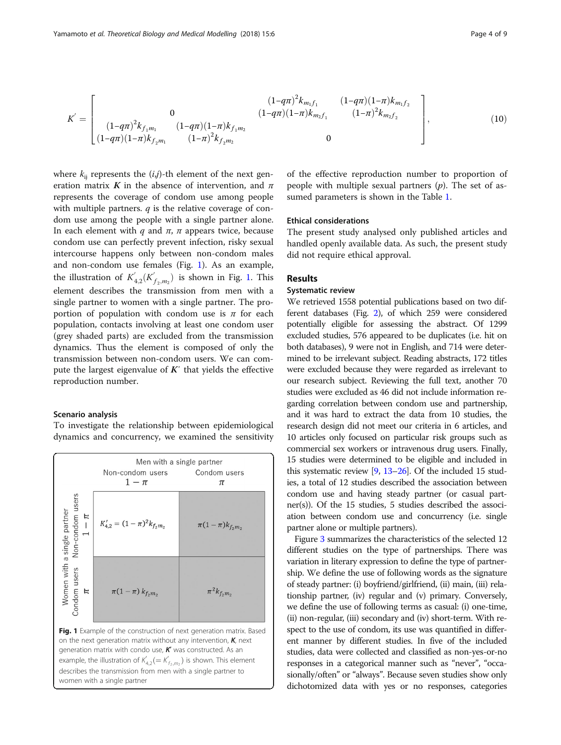$$K' = \begin{bmatrix} 0 & \begin{matrix} (1-q\pi)^2 k_{m_1 f_1} & (1-q\pi)(1-\pi) k_{m_1 f_2} \\ (1-q\pi)(1-\pi) k_{m_2 f_1} & (1-\pi)^2 k_{m_2 f_2} \end{matrix} \\ \begin{matrix} (1-q\pi)^2 k_{f_1 m_1} & (1-q\pi)(1-\pi) k_{f_1 m_2} \\ (1-q\pi)(1-\pi) k_{f_2 m_1} & (1-\pi)^2 k_{f_2 m_2} \end{matrix} & 0 \end{bmatrix}, \tag{10}$$

where $k_{ij}$ represents the $(i,j)$-th element of the next generation matrix $\boldsymbol{K}$ in the absence of intervention, and $\pi$ represents the coverage of condom use among people with multiple partners. $q$ is the relative coverage of condom use among the people with a single partner alone. In each element with $q$ and $\pi$, $\pi$ appears twice, because condom use can perfectly prevent infection, risky sexual intercourse happens only between non-condom males and non-condom use females (Fig. 1). As an example, the illustration of $K'_{4,2}(K'_{f_2,m_2})$ is shown in Fig. 1. This element describes the transmission from men with a single partner to women with a single partner. The proportion of population with condom use is $\pi$ for each population, contacts involving at least one condom user (grey shaded parts) are excluded from the transmission dynamics. Thus the element is composed of only the transmission between non-condom users. We can compute the largest eigenvalue of $\boldsymbol{K}'$ that yields the effective reproduction number.

### Scenario analysis

To investigate the relationship between epidemiological dynamics and concurrency, we examined the sensitivity of the effective reproduction number to proportion of people with multiple sexual partners ($p$). The set of assumed parameters is shown in the Table 1.

| | | Men with a single partner: Non-condom users $1-\pi$ | Men with a single partner: Condom users $\pi$ |
|---|---|---|---|
| Women with a single partner | Non-condom users $1-\pi$ | $K'_{4,2} = (1-\pi)^2 k_{f_2 m_2}$ | $\pi(1-\pi) k_{f_2 m_2}$ |
| | Condom users $\pi$ | $\pi(1-\pi) k_{f_2 m_2}$ | $\pi^2 k_{f_2 m_2}$ |

**Fig. 1** Example of the construction of next generation matrix. Based on the next generation matrix without any intervention, $\boldsymbol{K}$, next generation matrix with condo use, $\boldsymbol{K}'$ was constructed. As an example, the illustration of $K'_{4,2}(=K'_{f_2,m_2})$ is shown. This element describes the transmission from men with a single partner to women with a single partner

### Ethical considerations

The present study analysed only published articles and handled openly available data. As such, the present study did not require ethical approval.

## Results

### Systematic review

We retrieved 1558 potential publications based on two different databases (Fig. 2), of which 259 were considered potentially eligible for assessing the abstract. Of 1299 excluded studies, 576 appeared to be duplicates (i.e. hit on both databases), 9 were not in English, and 714 were determined to be irrelevant subject. Reading abstracts, 172 titles were excluded because they were regarded as irrelevant to our research subject. Reviewing the full text, another 70 studies were excluded as 46 did not include information regarding correlation between condom use and partnership, and it was hard to extract the data from 10 studies, the research design did not meet our criteria in 6 articles, and 10 articles only focused on particular risk groups such as commercial sex workers or intravenous drug users. Finally, 15 studies were determined to be eligible and included in this systematic review [9, 13–26]. Of the included 15 studies, a total of 12 studies described the association between condom use and having steady partner (or casual partner(s)). Of the 15 studies, 5 studies described the association between condom use and concurrency (i.e. single partner alone or multiple partners).

Figure 3 summarizes the characteristics of the selected 12 different studies on the type of partnerships. There was variation in literary expression to define the type of partnership. We define the use of following words as the signature of steady partner: (i) boyfriend/girlfriend, (ii) main, (iii) relationship partner, (iv) regular and (v) primary. Conversely, we define the use of following terms as casual: (i) one-time, (ii) non-regular, (iii) secondary and (iv) short-term. With respect to the use of condom, its use was quantified in different manner by different studies. In five of the included studies, data were collected and classified as non-yes-or-no responses in a categorical manner such as "never", "occasionally/often" or "always". Because seven studies show only dichotomized data with yes or no responses, categories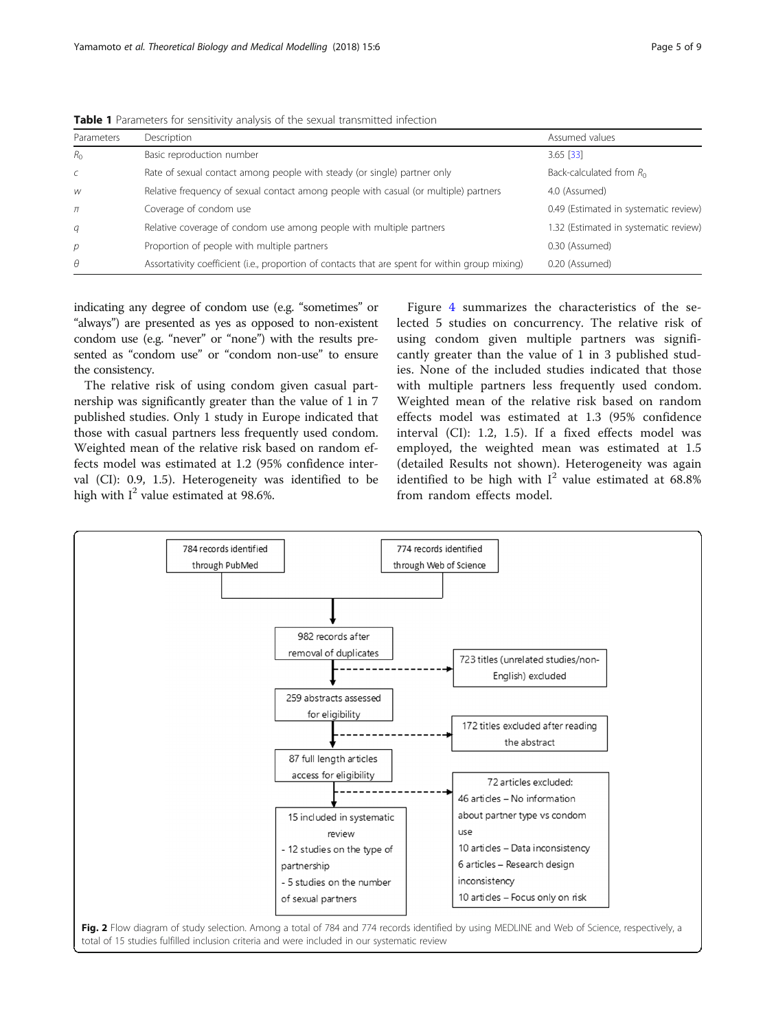**Table 1** Parameters for sensitivity analysis of the sexual transmitted infection

| Parameters | Description | Assumed values |
| --- | --- | --- |
| $R_0$ | Basic reproduction number | 3.65 [33] |
| $c$ | Rate of sexual contact among people with steady (or single) partner only | Back-calculated from $R_0$ |
| $w$ | Relative frequency of sexual contact among people with casual (or multiple) partners | 4.0 (Assumed) |
| $\pi$ | Coverage of condom use | 0.49 (Estimated in systematic review) |
| $q$ | Relative coverage of condom use among people with multiple partners | 1.32 (Estimated in systematic review) |
| $p$ | Proportion of people with multiple partners | 0.30 (Assumed) |
| $\theta$ | Assortativity coefficient (i.e., proportion of contacts that are spent for within group mixing) | 0.20 (Assumed) |

indicating any degree of condom use (e.g. "sometimes" or "always") are presented as yes as opposed to non-existent condom use (e.g. "never" or "none") with the results presented as "condom use" or "condom non-use" to ensure the consistency.

The relative risk of using condom given casual partnership was significantly greater than the value of 1 in 7 published studies. Only 1 study in Europe indicated that those with casual partners less frequently used condom. Weighted mean of the relative risk based on random effects model was estimated at 1.2 (95% confidence interval (CI): 0.9, 1.5). Heterogeneity was identified to be high with $I^2$ value estimated at 98.6%.

Figure 4 summarizes the characteristics of the selected 5 studies on concurrency. The relative risk of using condom given multiple partners was significantly greater than the value of 1 in 3 published studies. None of the included studies indicated that those with multiple partners less frequently used condom. Weighted mean of the relative risk based on random effects model was estimated at 1.3 (95% confidence interval (CI): 1.2, 1.5). If a fixed effects model was employed, the weighted mean was estimated at 1.5 (detailed Results not shown). Heterogeneity was again identified to be high with $I^2$ value estimated at 68.8% from random effects model.

784 records identified through PubMed

774 records identified through Web of Science

982 records after removal of duplicates

723 titles (unrelated studies/non-English) excluded

259 abstracts assessed for eligibility

172 titles excluded after reading the abstract

87 full length articles access for eligibility

72 articles excluded:
46 articles – No information about partner type vs condom use
10 articles – Data inconsistency
6 articles – Research design inconsistency
10 articles – Focus only on risk

15 included in systematic review
- 12 studies on the type of partnership
- 5 studies on the number of sexual partners

**Fig. 2** Flow diagram of study selection. Among a total of 784 and 774 records identified by using MEDLINE and Web of Science, respectively, a total of 15 studies fulfilled inclusion criteria and were included in our systematic review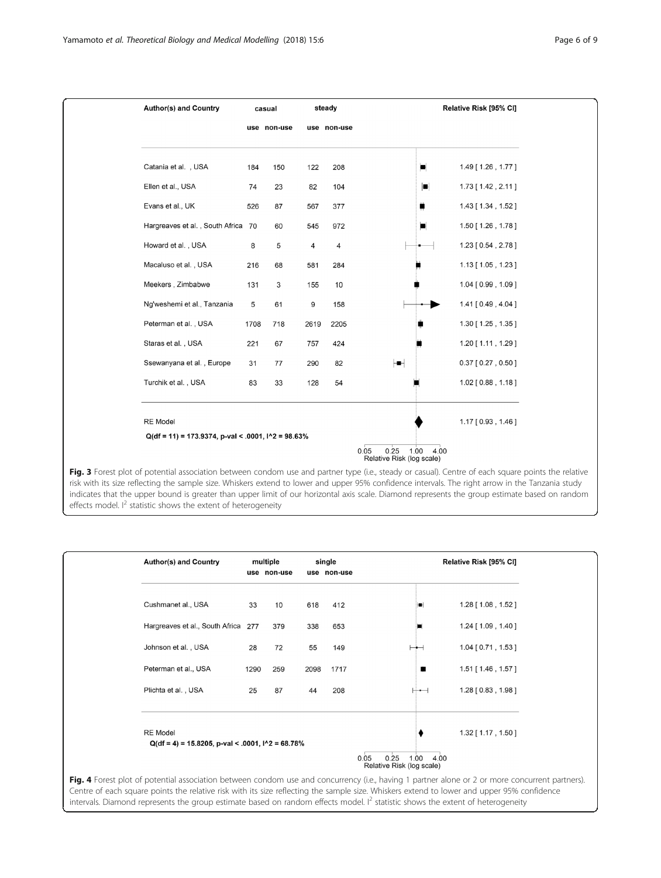| Author(s) and Country | casual | | steady | | Relative Risk [95% CI] |
|---|---|---|---|---|---|
| | use | non-use | use | non-use | |
| Catania et al. , USA | 184 | 150 | 122 | 208 | 1.49 [ 1.26 , 1.77 ] |
| Ellen et al., USA | 74 | 23 | 82 | 104 | 1.73 [ 1.42 , 2.11 ] |
| Evans et al., UK | 526 | 87 | 567 | 377 | 1.43 [ 1.34 , 1.52 ] |
| Hargreaves et al. , South Africa | 70 | 60 | 545 | 972 | 1.50 [ 1.26 , 1.78 ] |
| Howard et al. , USA | 8 | 5 | 4 | 4 | 1.23 [ 0.54 , 2.78 ] |
| Macaluso et al. , USA | 216 | 68 | 581 | 284 | 1.13 [ 1.05 , 1.23 ] |
| Meekers , Zimbabwe | 131 | 3 | 155 | 10 | 1.04 [ 0.99 , 1.09 ] |
| Ng'weshemi et al., Tanzania | 5 | 61 | 9 | 158 | 1.41 [ 0.49 , 4.04 ] |
| Peterman et al. , USA | 1708 | 718 | 2619 | 2205 | 1.30 [ 1.25 , 1.35 ] |
| Staras et al. , USA | 221 | 67 | 757 | 424 | 1.20 [ 1.11 , 1.29 ] |
| Ssewanyana et al. , Europe | 31 | 77 | 290 | 82 | 0.37 [ 0.27 , 0.50 ] |
| Turchik et al. , USA | 83 | 33 | 128 | 54 | 1.02 [ 0.88 , 1.18 ] |
| RE Model | | | | | 1.17 [ 0.93 , 1.46 ] |

Q(df = 11) = 173.9374, p-val < .0001, I^2 = 98.63%

Relative Risk (log scale): 0.05, 0.25, 1.00, 4.00

**Fig. 3** Forest plot of potential association between condom use and partner type (i.e., steady or casual). Centre of each square points the relative risk with its size reflecting the sample size. Whiskers extend to lower and upper 95% confidence intervals. The right arrow in the Tanzania study indicates that the upper bound is greater than upper limit of our horizontal axis scale. Diamond represents the group estimate based on random effects model. $I^2$ statistic shows the extent of heterogeneity

| Author(s) and Country | multiple | | single | | Relative Risk [95% CI] |
|---|---|---|---|---|---|
| | use | non-use | use | non-use | |
| Cushmanet al., USA | 33 | 10 | 618 | 412 | 1.28 [ 1.08 , 1.52 ] |
| Hargreaves et al., South Africa | 277 | 379 | 338 | 653 | 1.24 [ 1.09 , 1.40 ] |
| Johnson et al. , USA | 28 | 72 | 55 | 149 | 1.04 [ 0.71 , 1.53 ] |
| Peterman et al., USA | 1290 | 259 | 2098 | 1717 | 1.51 [ 1.46 , 1.57 ] |
| Plichta et al. , USA | 25 | 87 | 44 | 208 | 1.28 [ 0.83 , 1.98 ] |
| RE Model | | | | | 1.32 [ 1.17 , 1.50 ] |

Q(df = 4) = 15.8205, p-val < .0001, I^2 = 68.78%

Relative Risk (log scale): 0.05, 0.25, 1.00, 4.00

**Fig. 4** Forest plot of potential association between condom use and concurrency (i.e., having 1 partner alone or 2 or more concurrent partners). Centre of each square points the relative risk with its size reflecting the sample size. Whiskers extend to lower and upper 95% confidence intervals. Diamond represents the group estimate based on random effects model. $I^2$ statistic shows the extent of heterogeneity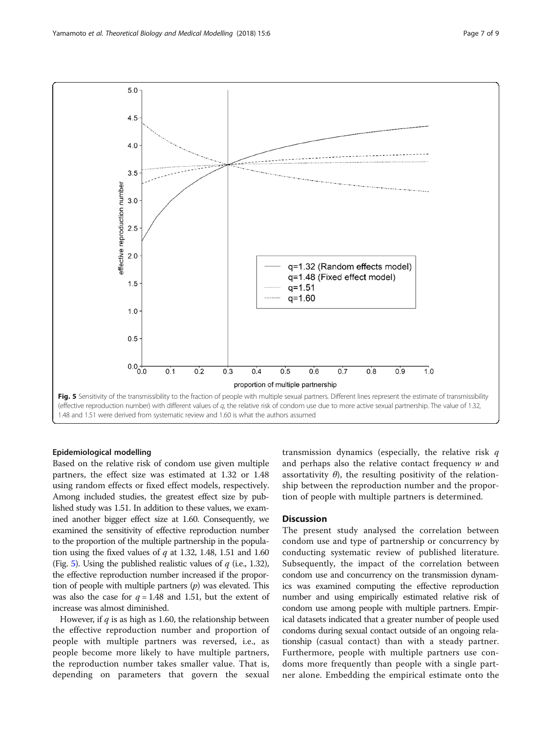Fig. 5 Sensitivity of the transmissibility to the fraction of people with multiple sexual partners. Different lines represent the estimate of transmissibility (effective reproduction number) with different values of $q$, the relative risk of condom use due to more active sexual partnership. The value of 1.32, 1.48 and 1.51 were derived from systematic review and 1.60 is what the authors assumed

### Epidemiological modelling

Based on the relative risk of condom use given multiple partners, the effect size was estimated at 1.32 or 1.48 using random effects or fixed effect models, respectively. Among included studies, the greatest effect size by published study was 1.51. In addition to these values, we examined another bigger effect size at 1.60. Consequently, we examined the sensitivity of effective reproduction number to the proportion of the multiple partnership in the population using the fixed values of $q$ at 1.32, 1.48, 1.51 and 1.60 (Fig. 5). Using the published realistic values of $q$ (i.e., 1.32), the effective reproduction number increased if the proportion of people with multiple partners ($p$) was elevated. This was also the case for $q = 1.48$ and 1.51, but the extent of increase was almost diminished.

However, if $q$ is as high as 1.60, the relationship between the effective reproduction number and proportion of people with multiple partners was reversed, i.e., as people become more likely to have multiple partners, the reproduction number takes smaller value. That is, depending on parameters that govern the sexual transmission dynamics (especially, the relative risk $q$ and perhaps also the relative contact frequency $w$ and assortativity $\theta$), the resulting positivity of the relationship between the reproduction number and the proportion of people with multiple partners is determined.

## Discussion

The present study analysed the correlation between condom use and type of partnership or concurrency by conducting systematic review of published literature. Subsequently, the impact of the correlation between condom use and concurrency on the transmission dynamics was examined computing the effective reproduction number and using empirically estimated relative risk of condom use among people with multiple partners. Empirical datasets indicated that a greater number of people used condoms during sexual contact outside of an ongoing relationship (casual contact) than with a steady partner. Furthermore, people with multiple partners use condoms more frequently than people with a single partner alone. Embedding the empirical estimate onto the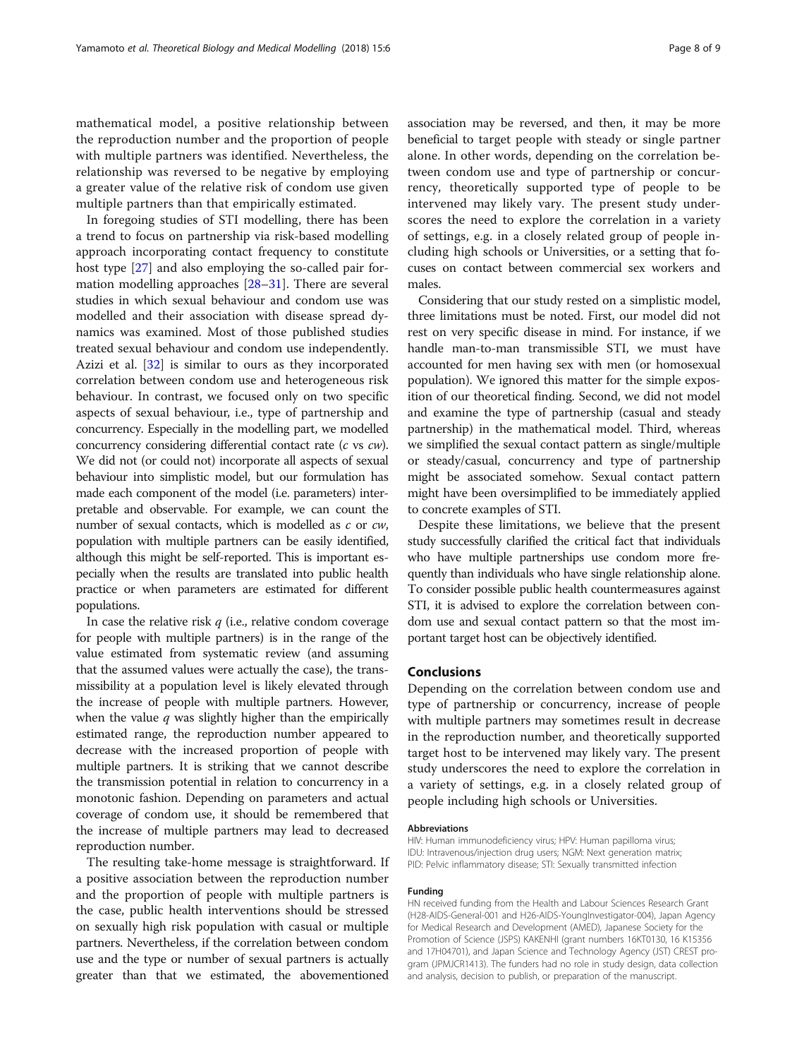mathematical model, a positive relationship between the reproduction number and the proportion of people with multiple partners was identified. Nevertheless, the relationship was reversed to be negative by employing a greater value of the relative risk of condom use given multiple partners than that empirically estimated.

In foregoing studies of STI modelling, there has been a trend to focus on partnership via risk-based modelling approach incorporating contact frequency to constitute host type [27] and also employing the so-called pair formation modelling approaches [28–31]. There are several studies in which sexual behaviour and condom use was modelled and their association with disease spread dynamics was examined. Most of those published studies treated sexual behaviour and condom use independently. Azizi et al. [32] is similar to ours as they incorporated correlation between condom use and heterogeneous risk behaviour. In contrast, we focused only on two specific aspects of sexual behaviour, i.e., type of partnership and concurrency. Especially in the modelling part, we modelled concurrency considering differential contact rate ($c$ vs $cw$). We did not (or could not) incorporate all aspects of sexual behaviour into simplistic model, but our formulation has made each component of the model (i.e. parameters) interpretable and observable. For example, we can count the number of sexual contacts, which is modelled as $c$ or $cw$, population with multiple partners can be easily identified, although this might be self-reported. This is important especially when the results are translated into public health practice or when parameters are estimated for different populations.

In case the relative risk $q$ (i.e., relative condom coverage for people with multiple partners) is in the range of the value estimated from systematic review (and assuming that the assumed values were actually the case), the transmissibility at a population level is likely elevated through the increase of people with multiple partners. However, when the value $q$ was slightly higher than the empirically estimated range, the reproduction number appeared to decrease with the increased proportion of people with multiple partners. It is striking that we cannot describe the transmission potential in relation to concurrency in a monotonic fashion. Depending on parameters and actual coverage of condom use, it should be remembered that the increase of multiple partners may lead to decreased reproduction number.

The resulting take-home message is straightforward. If a positive association between the reproduction number and the proportion of people with multiple partners is the case, public health interventions should be stressed on sexually high risk population with casual or multiple partners. Nevertheless, if the correlation between condom use and the type or number of sexual partners is actually greater than that we estimated, the abovementioned association may be reversed, and then, it may be more beneficial to target people with steady or single partner alone. In other words, depending on the correlation between condom use and type of partnership or concurrency, theoretically supported type of people to be intervened may likely vary. The present study underscores the need to explore the correlation in a variety of settings, e.g. in a closely related group of people including high schools or Universities, or a setting that focuses on contact between commercial sex workers and males.

Considering that our study rested on a simplistic model, three limitations must be noted. First, our model did not rest on very specific disease in mind. For instance, if we handle man-to-man transmissible STI, we must have accounted for men having sex with men (or homosexual population). We ignored this matter for the simple exposition of our theoretical finding. Second, we did not model and examine the type of partnership (casual and steady partnership) in the mathematical model. Third, whereas we simplified the sexual contact pattern as single/multiple or steady/casual, concurrency and type of partnership might be associated somehow. Sexual contact pattern might have been oversimplified to be immediately applied to concrete examples of STI.

Despite these limitations, we believe that the present study successfully clarified the critical fact that individuals who have multiple partnerships use condom more frequently than individuals who have single relationship alone. To consider possible public health countermeasures against STI, it is advised to explore the correlation between condom use and sexual contact pattern so that the most important target host can be objectively identified.

## Conclusions

Depending on the correlation between condom use and type of partnership or concurrency, increase of people with multiple partners may sometimes result in decrease in the reproduction number, and theoretically supported target host to be intervened may likely vary. The present study underscores the need to explore the correlation in a variety of settings, e.g. in a closely related group of people including high schools or Universities.

#### Abbreviations

HIV: Human immunodeficiency virus; HPV: Human papilloma virus; IDU: Intravenous/injection drug users; NGM: Next generation matrix; PID: Pelvic inflammatory disease; STI: Sexually transmitted infection

#### Funding

HN received funding from the Health and Labour Sciences Research Grant (H28-AIDS-General-001 and H26-AIDS-YoungInvestigator-004), Japan Agency for Medical Research and Development (AMED), Japanese Society for the Promotion of Science (JSPS) KAKENHI (grant numbers 16KT0130, 16 K15356 and 17H04701), and Japan Science and Technology Agency (JST) CREST program (JPMJCR1413). The funders had no role in study design, data collection and analysis, decision to publish, or preparation of the manuscript.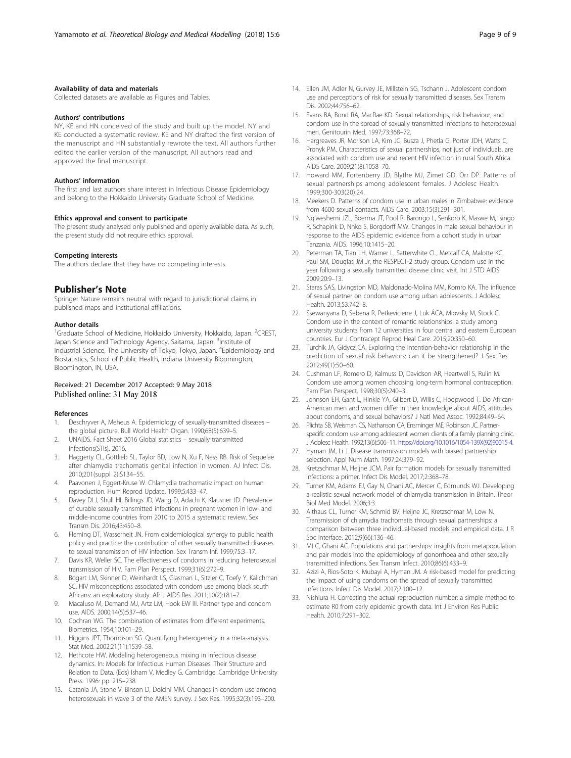#### Availability of data and materials

Collected datasets are available as Figures and Tables.

#### Authors' contributions

NY, KE and HN conceived of the study and built up the model. NY and KE conducted a systematic review. KE and NY drafted the first version of the manuscript and HN substantially rewrote the text. All authors further edited the earlier version of the manuscript. All authors read and approved the final manuscript.

#### Authors' information

The first and last authors share interest in Infectious Disease Epidemiology and belong to the Hokkaido University Graduate School of Medicine.

#### Ethics approval and consent to participate

The present study analysed only published and openly available data. As such, the present study did not require ethics approval.

#### Competing interests

The authors declare that they have no competing interests.

## Publisher's Note

Springer Nature remains neutral with regard to jurisdictional claims in published maps and institutional affiliations.

#### Author details

[1]Graduate School of Medicine, Hokkaido University, Hokkaido, Japan. [2]CREST, Japan Science and Technology Agency, Saitama, Japan. [3]Institute of Industrial Science, The University of Tokyo, Tokyo, Japan. [4]Epidemiology and Biostatistics, School of Public Health, Indiana University Bloomington, Bloomington, IN, USA.

Received: 21 December 2017 Accepted: 9 May 2018
Published online: 31 May 2018

#### References

1. Deschryver A, Meheus A. Epidemiology of sexually-transmitted diseases – the global picture. Bull World Health Organ. 1990;68(5):639–5.
2. UNAIDS. Fact Sheet 2016 Global statistics – sexually transmitted infections(STIs). 2016.
3. Haggerty CL, Gottlieb SL, Taylor BD, Low N, Xu F, Ness RB. Risk of Sequelae after chlamydia trachomatis genital infection in women. AJ Infect Dis. 2010;201(suppl 2):S134–55.
4. Paavonen J, Eggert-Kruse W. Chlamydia trachomatis: impact on human reproduction. Hum Reprod Update. 1999;5:433–47.
5. Davey DLJ, Shull HI, Billings JD, Wang D, Adachi K, Klausner JD. Prevalence of curable sexually transmitted infections in pregnant women in low- and middle-income countries from 2010 to 2015 a systematic review. Sex Transm Dis. 2016;43:450–8.
6. Fleming DT, Wasserheit JN. From epidemiological synergy to public health policy and practice: the contribution of other sexually transmitted diseases to sexual transmission of HIV infection. Sex Transm Inf. 1999;75:3–17.
7. Davis KR, Weller SC. The effectiveness of condoms in reducing heterosexual transmission of HIV. Fam Plan Perspect. 1999;31(6):272–9.
8. Bogart LM, Skinner D, Weinhardt LS, Glasman L, Sitzler C, Toefy Y, Kalichman SC. HIV misconceptions associated with condom use among black south Africans: an exploratory study. Afr J AIDS Res. 2011;10(2):181–7.
9. Macaluso M, Demand MJ, Artz LM, Hook EW III. Partner type and condom use. AIDS. 2000;14(5):537–46.
10. Cochran WG. The combination of estimates from different experiments. Biometrics. 1954;10:101–29.
11. Higgins JPT, Thompson SG. Quantifying heterogeneity in a meta-analysis. Stat Med. 2002;21(11):1539–58.
12. Hethcote HW. Modeling heterogeneous mixing in infectious disease dynamics. In: Models for Infectious Human Diseases. Their Structure and Relation to Data. (Eds) Isham V, Medley G. Cambridge: Cambridge University Press. 1996: pp. 215–238.
13. Catania JA, Stone V, Binson D, Dolcini MM. Changes in condom use among heterosexuals in wave 3 of the AMEN survey. J Sex Res. 1995;32(3):193–200.
14. Ellen JM, Adler N, Gurvey JE, Millstein SG, Tschann J. Adolescent condom use and perceptions of risk for sexually transmitted diseases. Sex Transm Dis. 2002;44:756–62.
15. Evans BA, Bond RA, MacRae KD. Sexual relationships, risk behaviour, and condom use in the spread of sexually transmitted infections to heterosexual men. Genitourin Med. 1997;73:368–72.
16. Hargreaves JR, Morison LA, Kim JC, Busza J, Phetla G, Porter JDH, Watts C, Pronyk PM. Characteristics of sexual partnerships, not just of individuals, are associated with condom use and recent HIV infection in rural South Africa. AIDS Care. 2009;21(8):1058–70.
17. Howard MM, Fortenberry JD, Blythe MJ, Zimet GD, Orr DP. Patterns of sexual partnerships among adolescent females. J Adolesc Health. 1999;300-303(20):24.
18. Meekers D. Patterns of condom use in urban males in Zimbabwe: evidence from 4600 sexual contacts. AIDS Care. 2003;15(3):291–301.
19. Nq'weshemi JZL, Boerma JT, Pool R, Barongo L, Senkoro K, Maswe M, Isingo R, Schapink D, Nnko S, Borgdorff MW. Changes in male sexual behaviour in response to the AIDS epidemic: evidence from a cohort study in urban Tanzania. AIDS. 1996;10:1415–20.
20. Peterman TA, Tian LH, Warner L, Satterwhite CL, Metcalf CA, Malotte KC, Paul SM, Douglas JM Jr, the RESPECT-2 study group. Condom use in the year following a sexually transmitted disease clinic visit. Int J STD AIDS. 2009;20:9–13.
21. Staras SAS, Livingston MD, Maldonado-Molina MM, Komro KA. The influence of sexual partner on condom use among urban adolescents. J Adolesc Health. 2013;53:742–8.
22. Ssewanyana D, Sebena R, Petkeviciene J, Luk ÁCA, Miovsky M, Stock C. Condom use in the context of romantic relationships: a study among university students from 12 universities in four central and eastern European countries. Eur J Contracept Reprod Heal Care. 2015;20:350–60.
23. Turchik JA, Gidycz CA. Exploring the intention-behavior relationship in the prediction of sexual risk behaviors: can it be strengthened? J Sex Res. 2012;49(1):50–60.
24. Cushman LF, Romero D, Kalmuss D, Davidson AR, Heartwell S, Rulin M. Condom use among women choosing long-term hormonal contraception. Fam Plan Perspect. 1998;30(5):240–3.
25. Johnson EH, Gant L, Hinkle YA, Gilbert D, Willis C, Hoopwood T. Do African-American men and women differ in their knowledge about AIDS, attitudes about condoms, and sexual behaviors? J Natl Med Assoc. 1992;84:49–64.
26. Plichta SB, Weisman CS, Nathanson CA, Ensminger ME, Robinson JC. Partner-specific condom use among adolescent women clients of a family planning clinic. J Adolesc Health. 1992;13(6):506–11. https://doi.org/10.1016/1054-139X(92)90015-4.
27. Hyman JM, Li J. Disease transmission models with biased partnership selection. Appl Num Math. 1997;24:379–92.
28. Kretzschmar M, Heijne JCM. Pair formation models for sexually transmitted infections: a primer. Infect Dis Model. 2017;2:368–78.
29. Turner KM, Adams EJ, Gay N, Ghani AC, Mercer C, Edmunds WJ. Developing a realistic sexual network model of chlamydia transmission in Britain. Theor Biol Med Model. 2006;3:3.
30. Althaus CL, Turner KM, Schmid BV, Heijne JC, Kretzschmar M, Low N. Transmission of chlamydia trachomatis through sexual partnerships: a comparison between three individual-based models and empirical data. J R Soc Interface. 2012;9(66):136–46.
31. MI C, Ghani AC. Populations and partnerships: insights from metapopulation and pair models into the epidemiology of gonorrhoea and other sexually transmitted infections. Sex Transm Infect. 2010;86(6):433–9.
32. Azizi A, Rios-Soto K, Mubayi A, Hyman JM. A risk-based model for predicting the impact of using condoms on the spread of sexually transmitted infections. Infect Dis Model. 2017;2:100–12.
33. Nishiura H. Correcting the actual reproduction number: a simple method to estimate R0 from early epidemic growth data. Int J Environ Res Public Health. 2010;7:291–302.